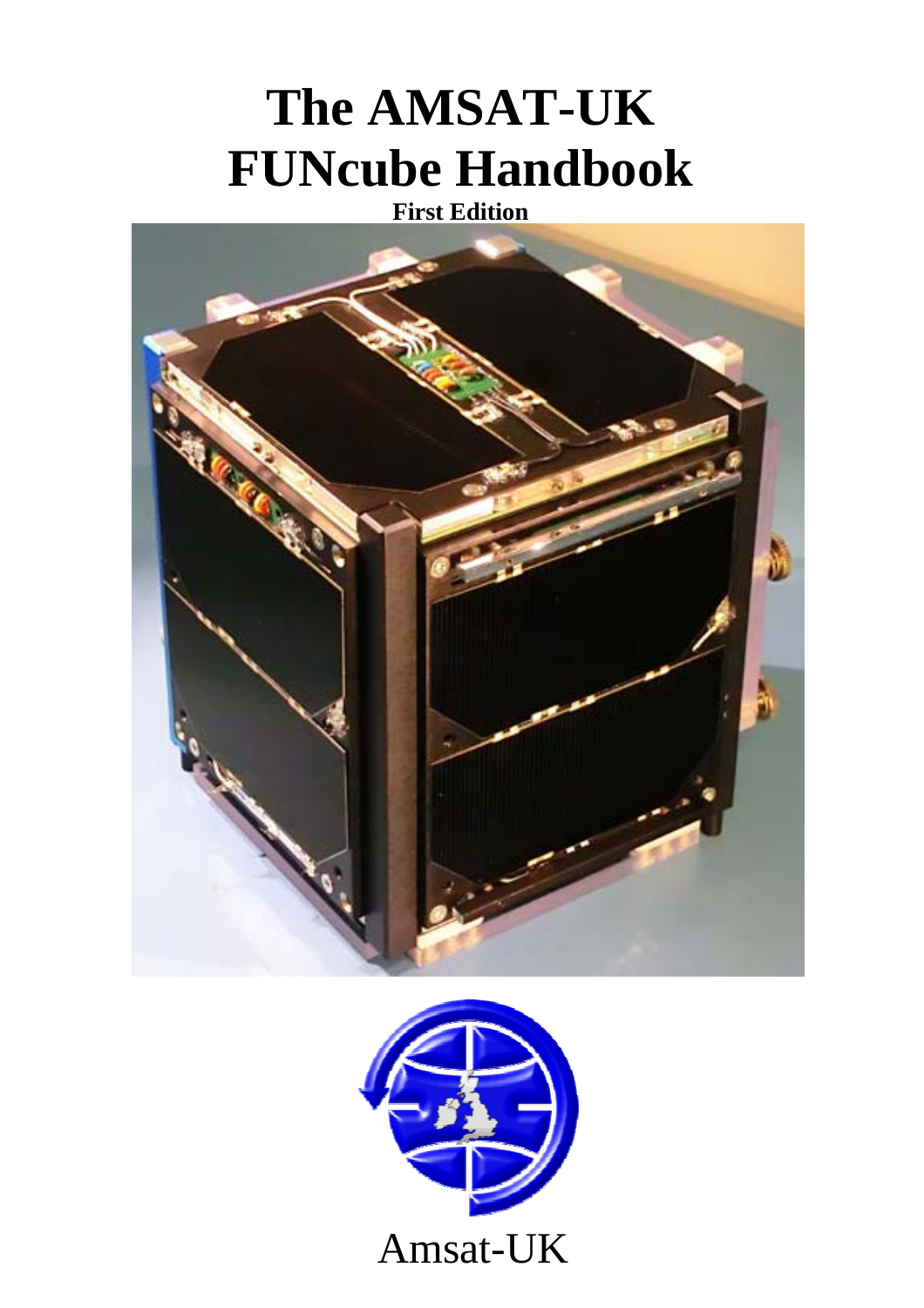# The AMSAT-UK FUNcube Handbook

**First Edition**

Amsat-UK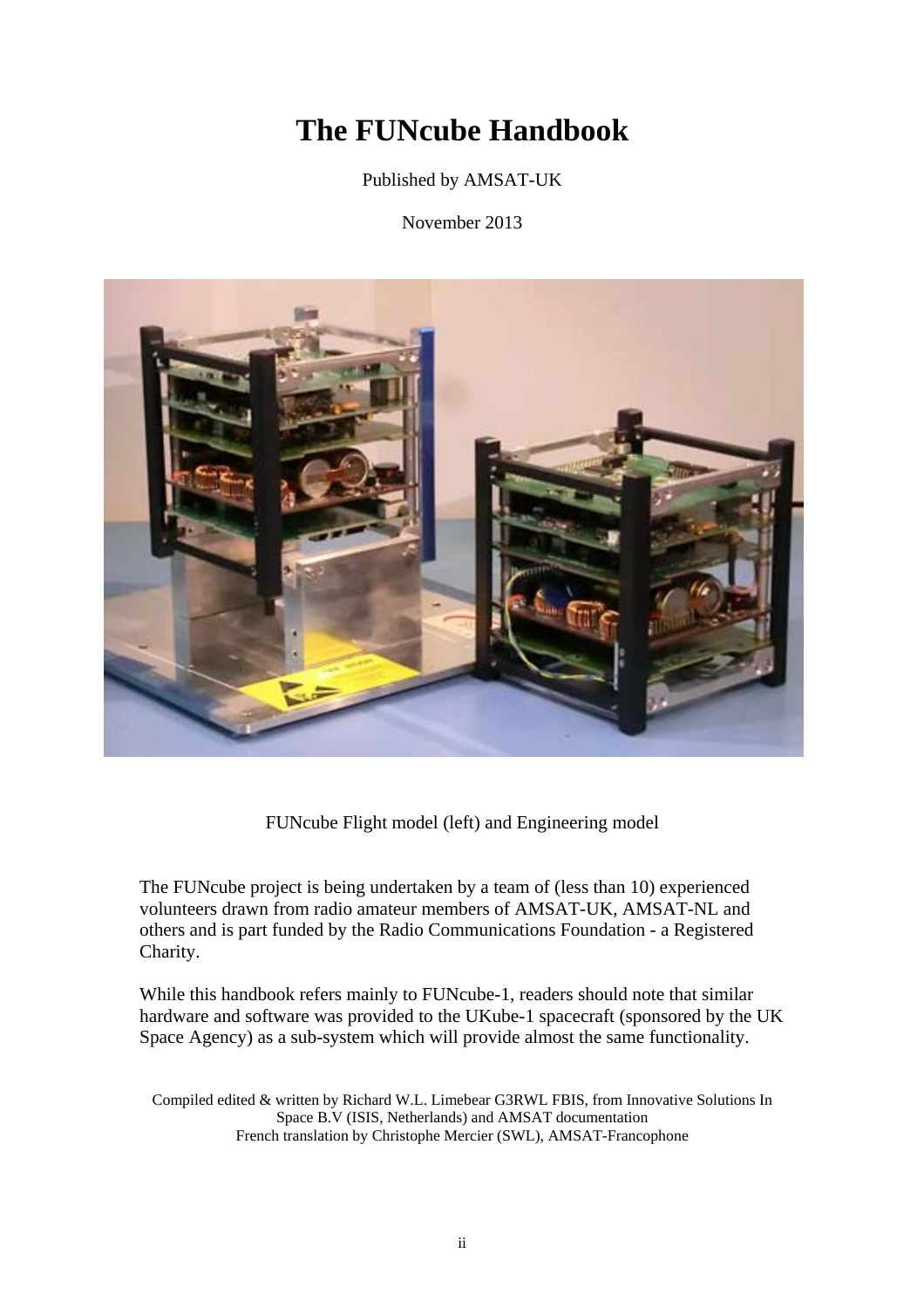# The FUNcube Handbook

Published by AMSAT-UK

November 2013

FUNcube Flight model (left) and Engineering model

The FUNcube project is being undertaken by a team of (less than 10) experienced volunteers drawn from radio amateur members of AMSAT-UK, AMSAT-NL and others and is part funded by the Radio Communications Foundation - a Registered Charity.

While this handbook refers mainly to FUNcube-1, readers should note that similar hardware and software was provided to the UKube-1 spacecraft (sponsored by the UK Space Agency) as a sub-system which will provide almost the same functionality.

Compiled edited & written by Richard W.L. Limebear G3RWL FBIS, from Innovative Solutions In Space B.V (ISIS, Netherlands) and AMSAT documentation
French translation by Christophe Mercier (SWL), AMSAT-Francophone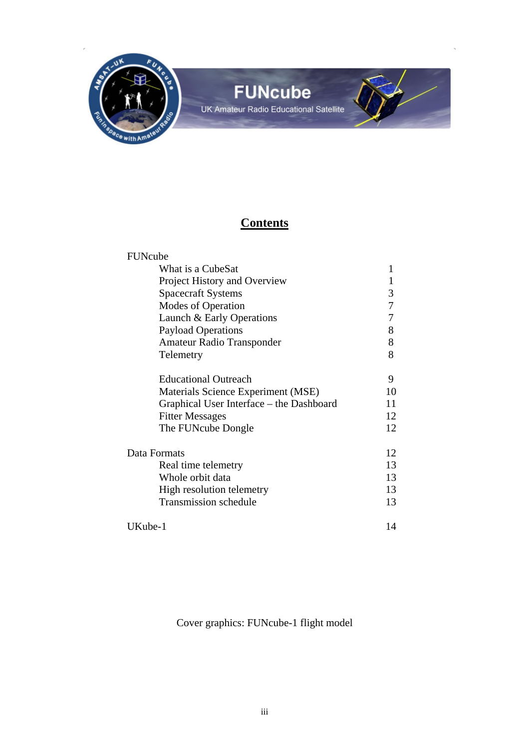FUNcube

UK Amateur Radio Educational Satellite

# Contents

| | | |
|---|---|---|
| FUNcube | | |
| | What is a CubeSat | 1 |
| | Project History and Overview | 1 |
| | Spacecraft Systems | 3 |
| | Modes of Operation | 7 |
| | Launch & Early Operations | 7 |
| | Payload Operations | 8 |
| | Amateur Radio Transponder | 8 |
| | Telemetry | 8 |
| | | |
| | Educational Outreach | 9 |
| | Materials Science Experiment (MSE) | 10 |
| | Graphical User Interface – the Dashboard | 11 |
| | Fitter Messages | 12 |
| | The FUNcube Dongle | 12 |
| | | |
| Data Formats | | 12 |
| | Real time telemetry | 13 |
| | Whole orbit data | 13 |
| | High resolution telemetry | 13 |
| | Transmission schedule | 13 |
| | | |
| UKube-1 | | 14 |

Cover graphics: FUNcube-1 flight model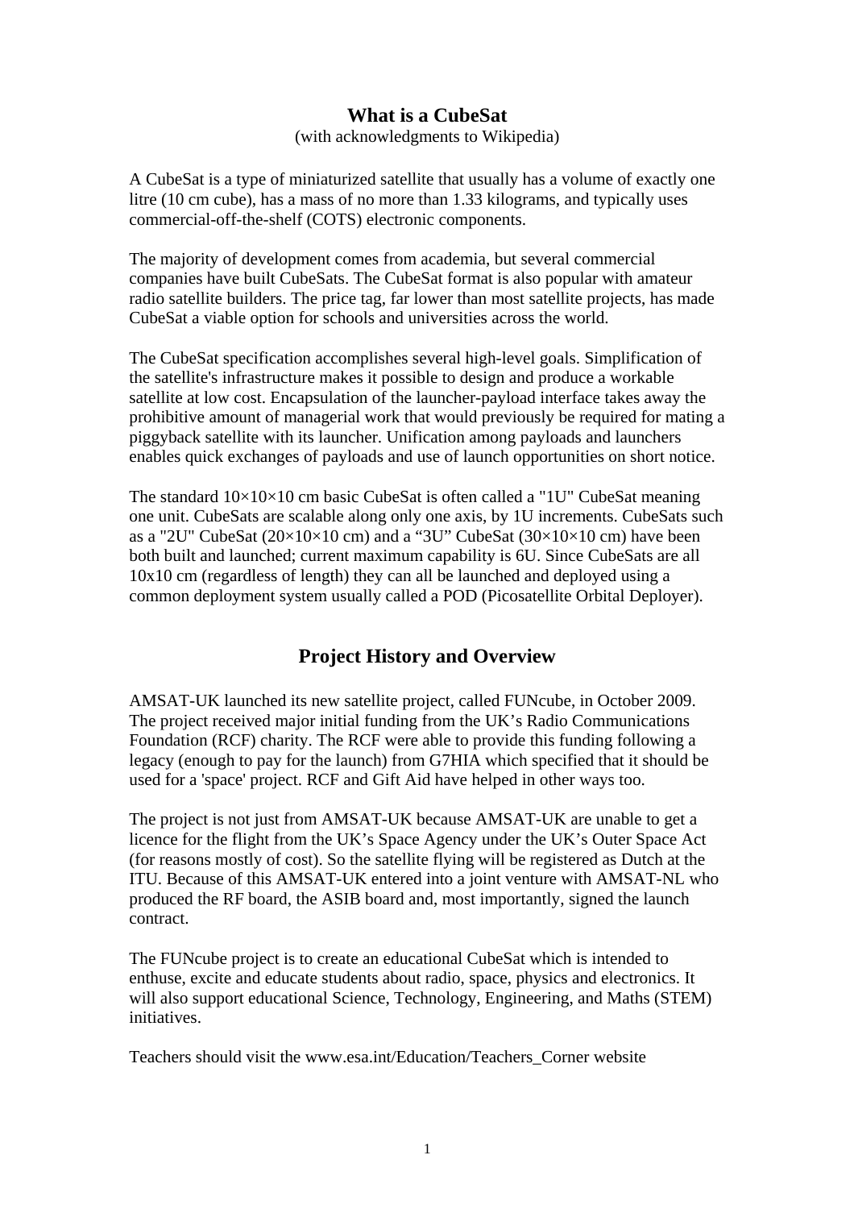## What is a CubeSat

(with acknowledgments to Wikipedia)

A CubeSat is a type of miniaturized satellite that usually has a volume of exactly one litre (10 cm cube), has a mass of no more than 1.33 kilograms, and typically uses commercial-off-the-shelf (COTS) electronic components.

The majority of development comes from academia, but several commercial companies have built CubeSats. The CubeSat format is also popular with amateur radio satellite builders. The price tag, far lower than most satellite projects, has made CubeSat a viable option for schools and universities across the world.

The CubeSat specification accomplishes several high-level goals. Simplification of the satellite's infrastructure makes it possible to design and produce a workable satellite at low cost. Encapsulation of the launcher-payload interface takes away the prohibitive amount of managerial work that would previously be required for mating a piggyback satellite with its launcher. Unification among payloads and launchers enables quick exchanges of payloads and use of launch opportunities on short notice.

The standard 10×10×10 cm basic CubeSat is often called a "1U" CubeSat meaning one unit. CubeSats are scalable along only one axis, by 1U increments. CubeSats such as a "2U" CubeSat (20×10×10 cm) and a "3U" CubeSat (30×10×10 cm) have been both built and launched; current maximum capability is 6U. Since CubeSats are all 10x10 cm (regardless of length) they can all be launched and deployed using a common deployment system usually called a POD (Picosatellite Orbital Deployer).

## Project History and Overview

AMSAT-UK launched its new satellite project, called FUNcube, in October 2009. The project received major initial funding from the UK's Radio Communications Foundation (RCF) charity. The RCF were able to provide this funding following a legacy (enough to pay for the launch) from G7HIA which specified that it should be used for a 'space' project. RCF and Gift Aid have helped in other ways too.

The project is not just from AMSAT-UK because AMSAT-UK are unable to get a licence for the flight from the UK's Space Agency under the UK's Outer Space Act (for reasons mostly of cost). So the satellite flying will be registered as Dutch at the ITU. Because of this AMSAT-UK entered into a joint venture with AMSAT-NL who produced the RF board, the ASIB board and, most importantly, signed the launch contract.

The FUNcube project is to create an educational CubeSat which is intended to enthuse, excite and educate students about radio, space, physics and electronics. It will also support educational Science, Technology, Engineering, and Maths (STEM) initiatives.

Teachers should visit the www.esa.int/Education/Teachers_Corner website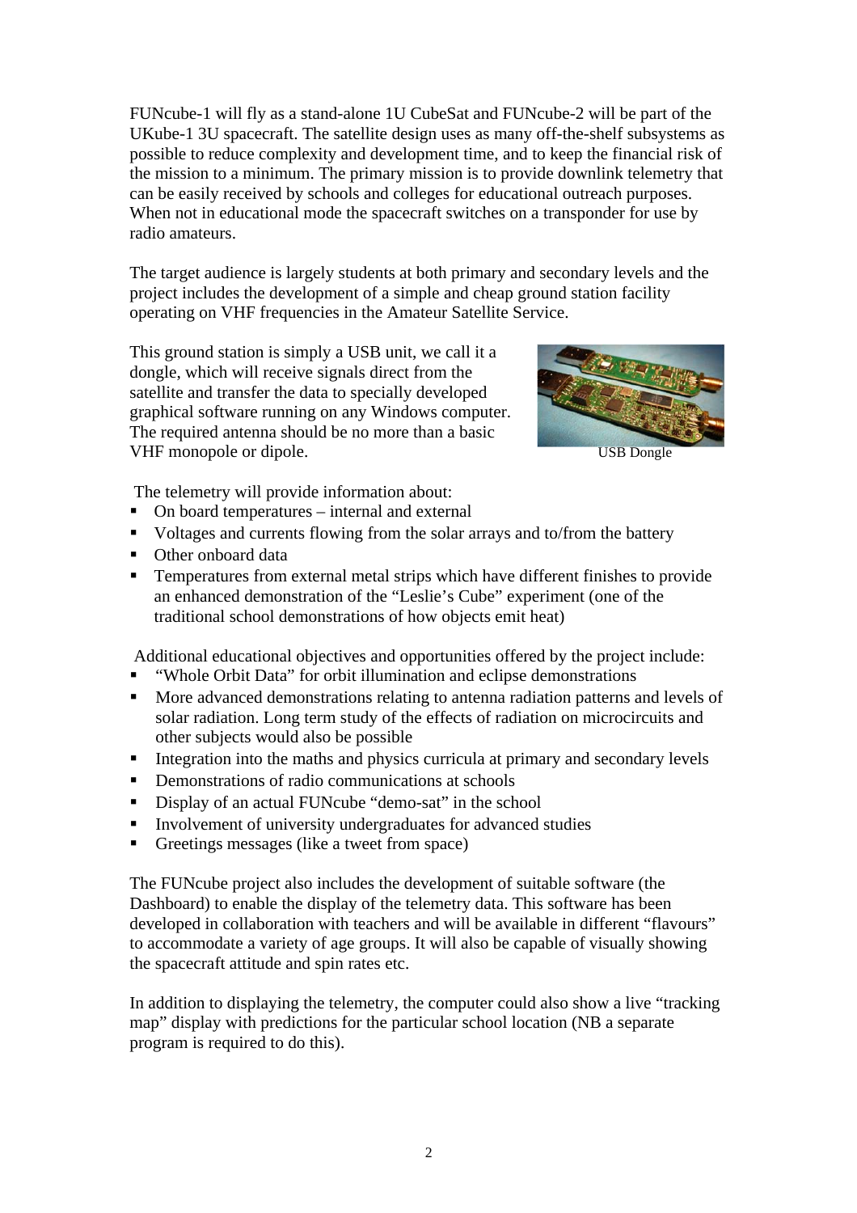FUNcube-1 will fly as a stand-alone 1U CubeSat and FUNcube-2 will be part of the UKube-1 3U spacecraft. The satellite design uses as many off-the-shelf subsystems as possible to reduce complexity and development time, and to keep the financial risk of the mission to a minimum. The primary mission is to provide downlink telemetry that can be easily received by schools and colleges for educational outreach purposes. When not in educational mode the spacecraft switches on a transponder for use by radio amateurs.

The target audience is largely students at both primary and secondary levels and the project includes the development of a simple and cheap ground station facility operating on VHF frequencies in the Amateur Satellite Service.

This ground station is simply a USB unit, we call it a dongle, which will receive signals direct from the satellite and transfer the data to specially developed graphical software running on any Windows computer. The required antenna should be no more than a basic VHF monopole or dipole.

USB Dongle

The telemetry will provide information about:

- On board temperatures – internal and external
- Voltages and currents flowing from the solar arrays and to/from the battery
- Other onboard data
- Temperatures from external metal strips which have different finishes to provide an enhanced demonstration of the "Leslie's Cube" experiment (one of the traditional school demonstrations of how objects emit heat)

Additional educational objectives and opportunities offered by the project include:

- "Whole Orbit Data" for orbit illumination and eclipse demonstrations
- More advanced demonstrations relating to antenna radiation patterns and levels of solar radiation. Long term study of the effects of radiation on microcircuits and other subjects would also be possible
- Integration into the maths and physics curricula at primary and secondary levels
- Demonstrations of radio communications at schools
- Display of an actual FUNcube "demo-sat" in the school
- Involvement of university undergraduates for advanced studies
- Greetings messages (like a tweet from space)

The FUNcube project also includes the development of suitable software (the Dashboard) to enable the display of the telemetry data. This software has been developed in collaboration with teachers and will be available in different "flavours" to accommodate a variety of age groups. It will also be capable of visually showing the spacecraft attitude and spin rates etc.

In addition to displaying the telemetry, the computer could also show a live "tracking map" display with predictions for the particular school location (NB a separate program is required to do this).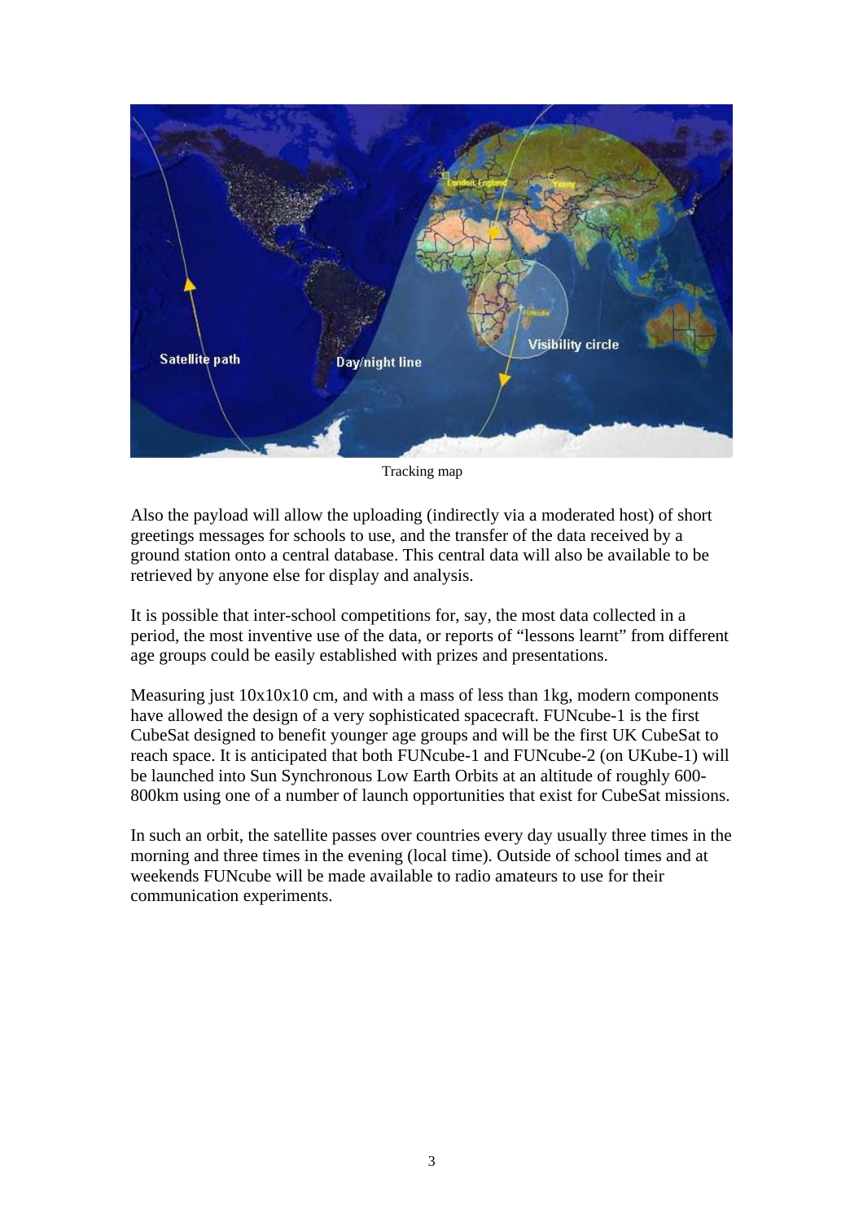Tracking map

Also the payload will allow the uploading (indirectly via a moderated host) of short greetings messages for schools to use, and the transfer of the data received by a ground station onto a central database. This central data will also be available to be retrieved by anyone else for display and analysis.

It is possible that inter-school competitions for, say, the most data collected in a period, the most inventive use of the data, or reports of "lessons learnt" from different age groups could be easily established with prizes and presentations.

Measuring just 10x10x10 cm, and with a mass of less than 1kg, modern components have allowed the design of a very sophisticated spacecraft. FUNcube-1 is the first CubeSat designed to benefit younger age groups and will be the first UK CubeSat to reach space. It is anticipated that both FUNcube-1 and FUNcube-2 (on UKube-1) will be launched into Sun Synchronous Low Earth Orbits at an altitude of roughly 600-800km using one of a number of launch opportunities that exist for CubeSat missions.

In such an orbit, the satellite passes over countries every day usually three times in the morning and three times in the evening (local time). Outside of school times and at weekends FUNcube will be made available to radio amateurs to use for their communication experiments.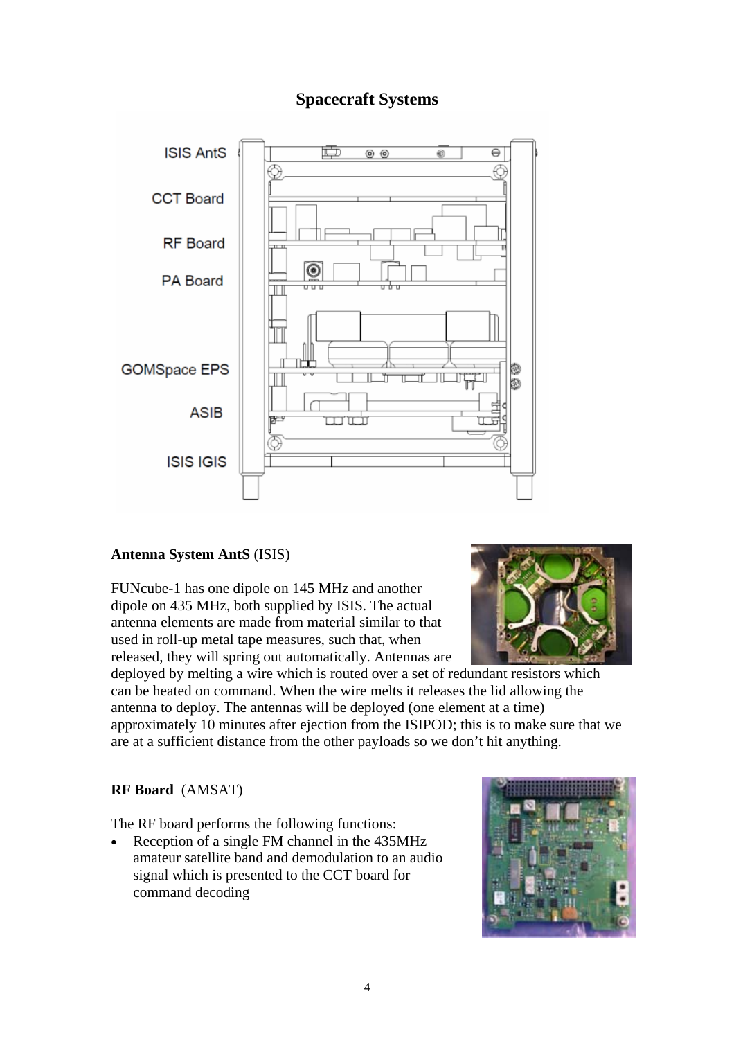# Spacecraft Systems

ISIS AntS

CCT Board

RF Board

PA Board

GOMSpace EPS

ASIB

ISIS IGIS

**Antenna System AntS** (ISIS)

FUNcube-1 has one dipole on 145 MHz and another dipole on 435 MHz, both supplied by ISIS. The actual antenna elements are made from material similar to that used in roll-up metal tape measures, such that, when released, they will spring out automatically. Antennas are deployed by melting a wire which is routed over a set of redundant resistors which can be heated on command. When the wire melts it releases the lid allowing the antenna to deploy. The antennas will be deployed (one element at a time) approximately 10 minutes after ejection from the ISIPOD; this is to make sure that we are at a sufficient distance from the other payloads so we don't hit anything.

**RF Board** (AMSAT)

The RF board performs the following functions:

- Reception of a single FM channel in the 435MHz amateur satellite band and demodulation to an audio signal which is presented to the CCT board for command decoding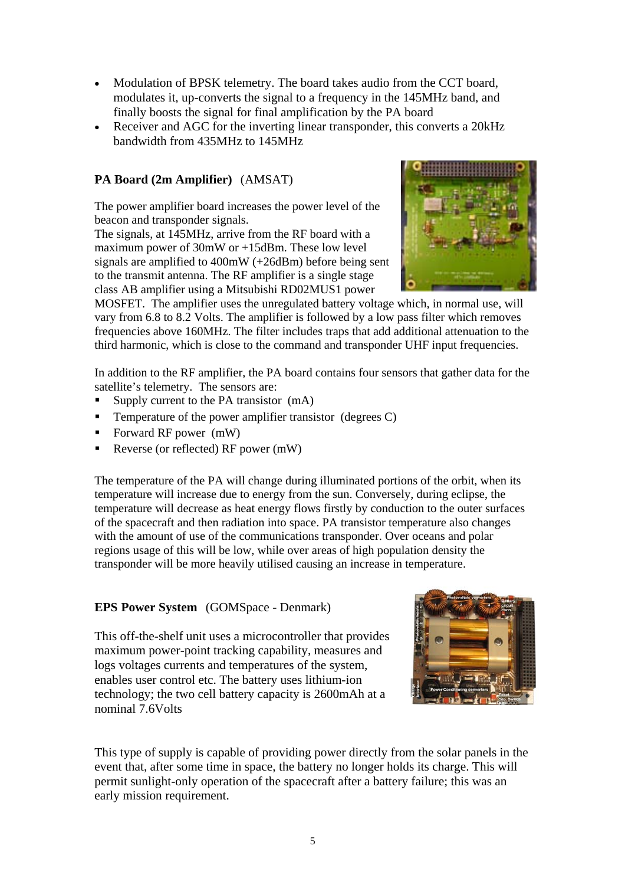- Modulation of BPSK telemetry. The board takes audio from the CCT board, modulates it, up-converts the signal to a frequency in the 145MHz band, and finally boosts the signal for final amplification by the PA board
- Receiver and AGC for the inverting linear transponder, this converts a 20kHz bandwidth from 435MHz to 145MHz

**PA Board (2m Amplifier)** (AMSAT)

The power amplifier board increases the power level of the beacon and transponder signals.
The signals, at 145MHz, arrive from the RF board with a maximum power of 30mW or +15dBm. These low level signals are amplified to 400mW (+26dBm) before being sent to the transmit antenna. The RF amplifier is a single stage class AB amplifier using a Mitsubishi RD02MUS1 power MOSFET. The amplifier uses the unregulated battery voltage which, in normal use, will vary from 6.8 to 8.2 Volts. The amplifier is followed by a low pass filter which removes frequencies above 160MHz. The filter includes traps that add additional attenuation to the third harmonic, which is close to the command and transponder UHF input frequencies.

In addition to the RF amplifier, the PA board contains four sensors that gather data for the satellite's telemetry. The sensors are:

- Supply current to the PA transistor (mA)
- Temperature of the power amplifier transistor (degrees C)
- Forward RF power (mW)
- Reverse (or reflected) RF power (mW)

The temperature of the PA will change during illuminated portions of the orbit, when its temperature will increase due to energy from the sun. Conversely, during eclipse, the temperature will decrease as heat energy flows firstly by conduction to the outer surfaces of the spacecraft and then radiation into space. PA transistor temperature also changes with the amount of use of the communications transponder. Over oceans and polar regions usage of this will be low, while over areas of high population density the transponder will be more heavily utilised causing an increase in temperature.

**EPS Power System** (GOMSpace - Denmark)

This off-the-shelf unit uses a microcontroller that provides maximum power-point tracking capability, measures and logs voltages currents and temperatures of the system, enables user control etc. The battery uses lithium-ion technology; the two cell battery capacity is 2600mAh at a nominal 7.6Volts

This type of supply is capable of providing power directly from the solar panels in the event that, after some time in space, the battery no longer holds its charge. This will permit sunlight-only operation of the spacecraft after a battery failure; this was an early mission requirement.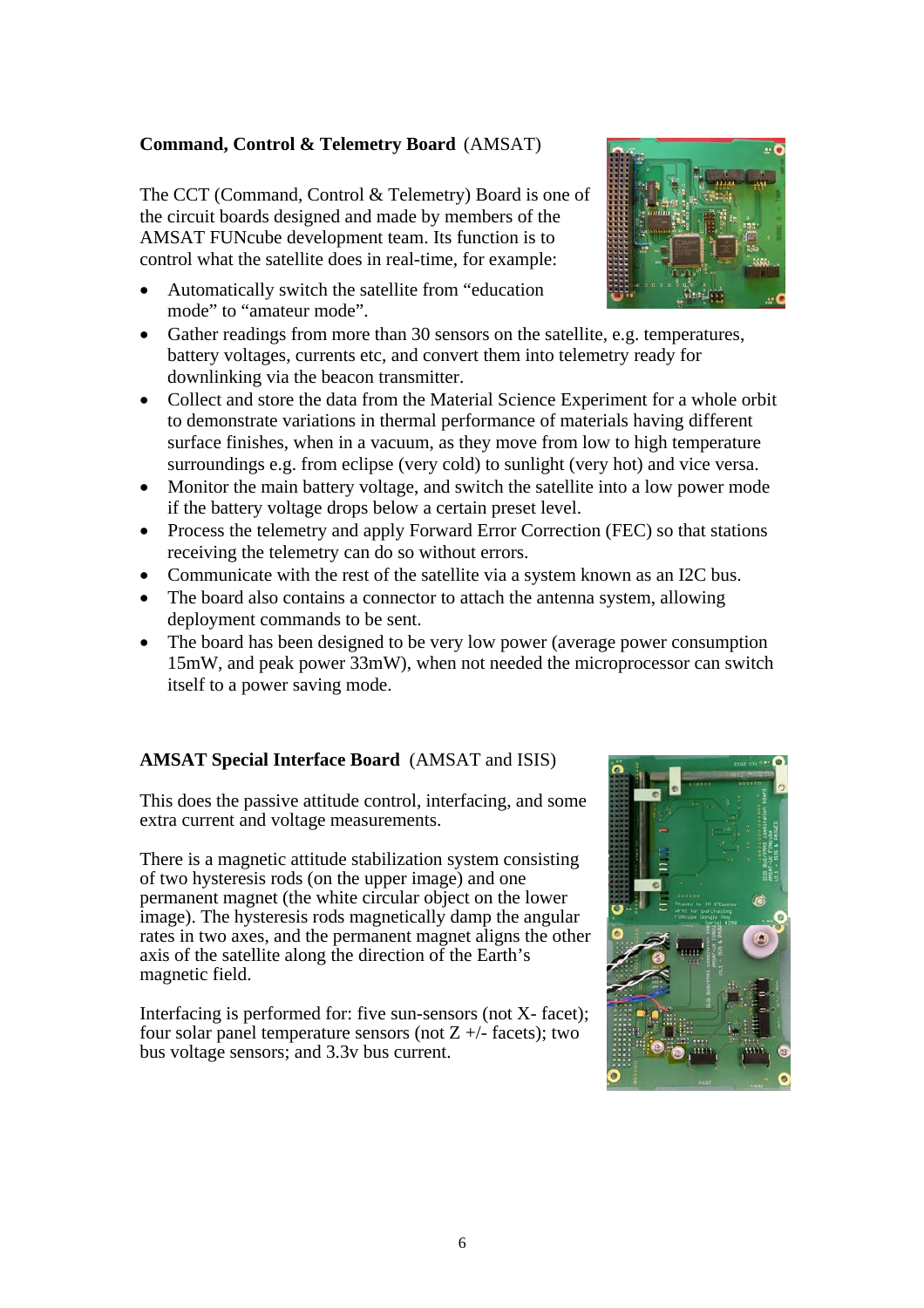**Command, Control & Telemetry Board** (AMSAT)

The CCT (Command, Control & Telemetry) Board is one of the circuit boards designed and made by members of the AMSAT FUNcube development team. Its function is to control what the satellite does in real-time, for example:

- Automatically switch the satellite from "education mode" to "amateur mode".
- Gather readings from more than 30 sensors on the satellite, e.g. temperatures, battery voltages, currents etc, and convert them into telemetry ready for downlinking via the beacon transmitter.
- Collect and store the data from the Material Science Experiment for a whole orbit to demonstrate variations in thermal performance of materials having different surface finishes, when in a vacuum, as they move from low to high temperature surroundings e.g. from eclipse (very cold) to sunlight (very hot) and vice versa.
- Monitor the main battery voltage, and switch the satellite into a low power mode if the battery voltage drops below a certain preset level.
- Process the telemetry and apply Forward Error Correction (FEC) so that stations receiving the telemetry can do so without errors.
- Communicate with the rest of the satellite via a system known as an I2C bus.
- The board also contains a connector to attach the antenna system, allowing deployment commands to be sent.
- The board has been designed to be very low power (average power consumption 15mW, and peak power 33mW), when not needed the microprocessor can switch itself to a power saving mode.

**AMSAT Special Interface Board** (AMSAT and ISIS)

This does the passive attitude control, interfacing, and some extra current and voltage measurements.

There is a magnetic attitude stabilization system consisting of two hysteresis rods (on the upper image) and one permanent magnet (the white circular object on the lower image). The hysteresis rods magnetically damp the angular rates in two axes, and the permanent magnet aligns the other axis of the satellite along the direction of the Earth's magnetic field.

Interfacing is performed for: five sun-sensors (not X- facet); four solar panel temperature sensors (not Z +/- facets); two bus voltage sensors; and 3.3v bus current.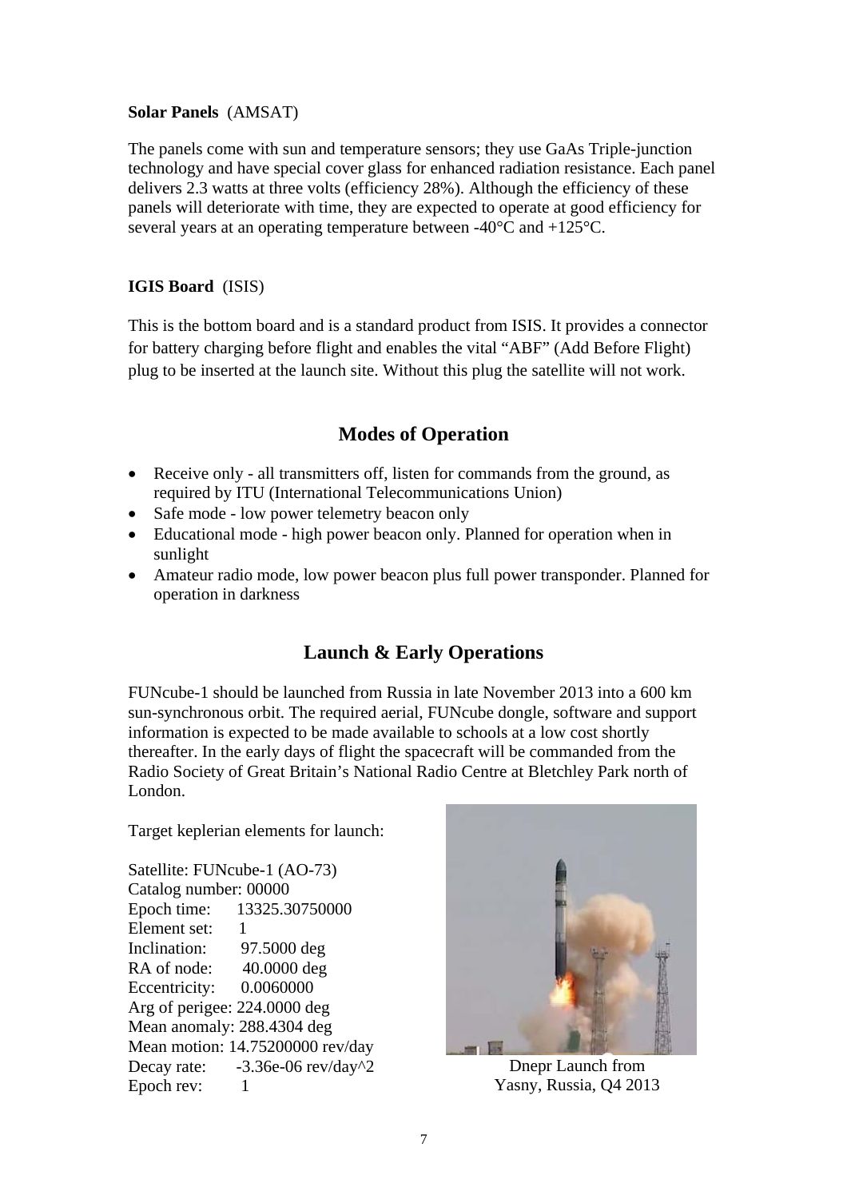**Solar Panels** (AMSAT)

The panels come with sun and temperature sensors; they use GaAs Triple-junction technology and have special cover glass for enhanced radiation resistance. Each panel delivers 2.3 watts at three volts (efficiency 28%). Although the efficiency of these panels will deteriorate with time, they are expected to operate at good efficiency for several years at an operating temperature between -40°C and +125°C.

**IGIS Board** (ISIS)

This is the bottom board and is a standard product from ISIS. It provides a connector for battery charging before flight and enables the vital "ABF" (Add Before Flight) plug to be inserted at the launch site. Without this plug the satellite will not work.

## Modes of Operation

- Receive only - all transmitters off, listen for commands from the ground, as required by ITU (International Telecommunications Union)
- Safe mode - low power telemetry beacon only
- Educational mode - high power beacon only. Planned for operation when in sunlight
- Amateur radio mode, low power beacon plus full power transponder. Planned for operation in darkness

## Launch & Early Operations

FUNcube-1 should be launched from Russia in late November 2013 into a 600 km sun-synchronous orbit. The required aerial, FUNcube dongle, software and support information is expected to be made available to schools at a low cost shortly thereafter. In the early days of flight the spacecraft will be commanded from the Radio Society of Great Britain's National Radio Centre at Bletchley Park north of London.

Target keplerian elements for launch:

Satellite: FUNcube-1 (AO-73)
Catalog number: 00000
Epoch time: 13325.30750000
Element set: 1
Inclination: 97.5000 deg
RA of node: 40.0000 deg
Eccentricity: 0.0060000
Arg of perigee: 224.0000 deg
Mean anomaly: 288.4304 deg
Mean motion: 14.75200000 rev/day
Decay rate: -3.36e-06 rev/day^2
Epoch rev: 1

Dnepr Launch from Yasny, Russia, Q4 2013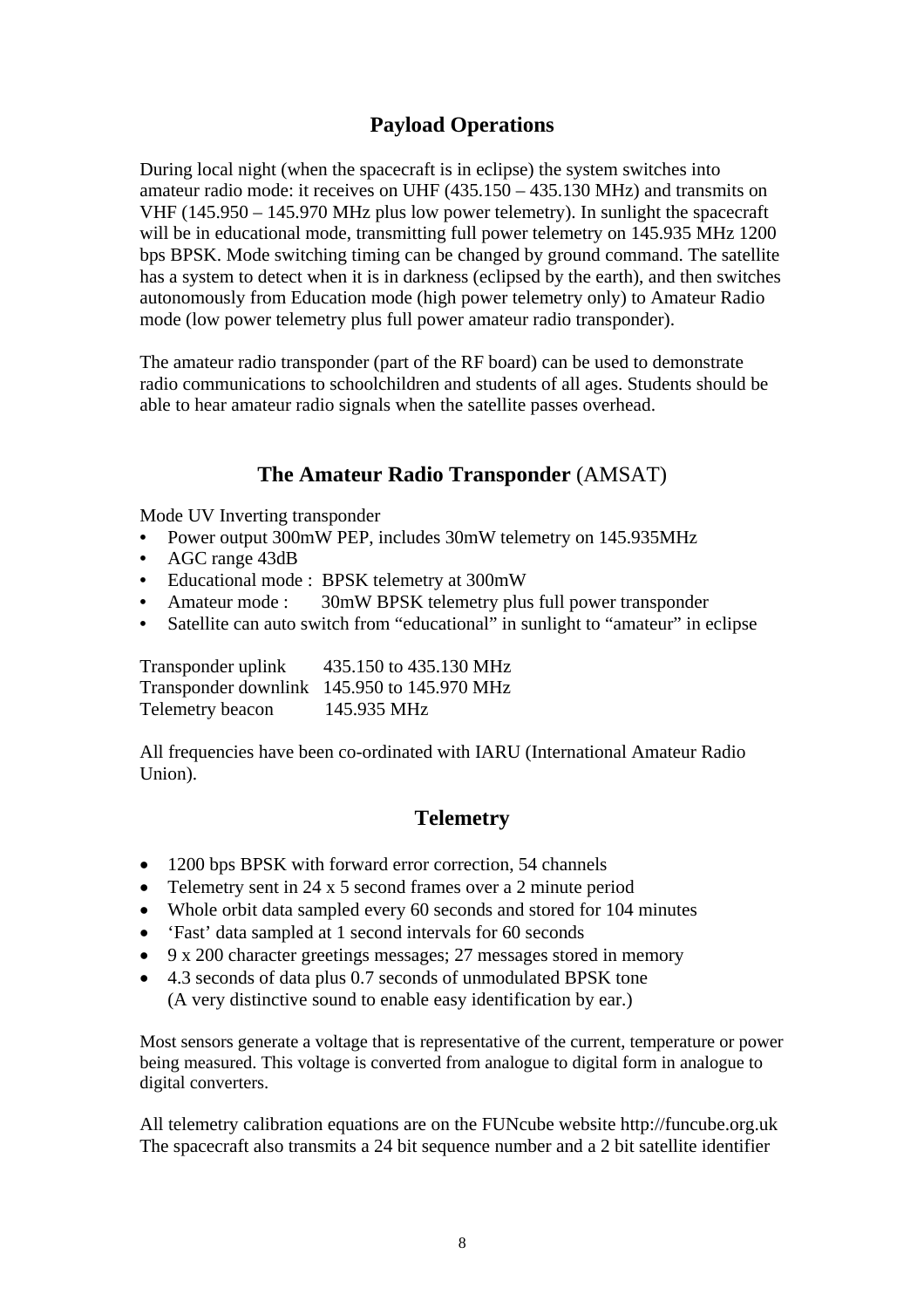## Payload Operations

During local night (when the spacecraft is in eclipse) the system switches into amateur radio mode: it receives on UHF (435.150 – 435.130 MHz) and transmits on VHF (145.950 – 145.970 MHz plus low power telemetry). In sunlight the spacecraft will be in educational mode, transmitting full power telemetry on 145.935 MHz 1200 bps BPSK. Mode switching timing can be changed by ground command. The satellite has a system to detect when it is in darkness (eclipsed by the earth), and then switches autonomously from Education mode (high power telemetry only) to Amateur Radio mode (low power telemetry plus full power amateur radio transponder).

The amateur radio transponder (part of the RF board) can be used to demonstrate radio communications to schoolchildren and students of all ages. Students should be able to hear amateur radio signals when the satellite passes overhead.

## **The Amateur Radio Transponder** (AMSAT)

Mode UV Inverting transponder

- Power output 300mW PEP, includes 30mW telemetry on 145.935MHz
- AGC range 43dB
- Educational mode : BPSK telemetry at 300mW
- Amateur mode : 30mW BPSK telemetry plus full power transponder
- Satellite can auto switch from "educational" in sunlight to "amateur" in eclipse

| | |
|---|---|
| Transponder uplink | 435.150 to 435.130 MHz |
| Transponder downlink | 145.950 to 145.970 MHz |
| Telemetry beacon | 145.935 MHz |

All frequencies have been co-ordinated with IARU (International Amateur Radio Union).

## Telemetry

- 1200 bps BPSK with forward error correction, 54 channels
- Telemetry sent in 24 x 5 second frames over a 2 minute period
- Whole orbit data sampled every 60 seconds and stored for 104 minutes
- 'Fast' data sampled at 1 second intervals for 60 seconds
- 9 x 200 character greetings messages; 27 messages stored in memory
- 4.3 seconds of data plus 0.7 seconds of unmodulated BPSK tone  
  (A very distinctive sound to enable easy identification by ear.)

Most sensors generate a voltage that is representative of the current, temperature or power being measured. This voltage is converted from analogue to digital form in analogue to digital converters.

All telemetry calibration equations are on the FUNcube website http://funcube.org.uk  
The spacecraft also transmits a 24 bit sequence number and a 2 bit satellite identifier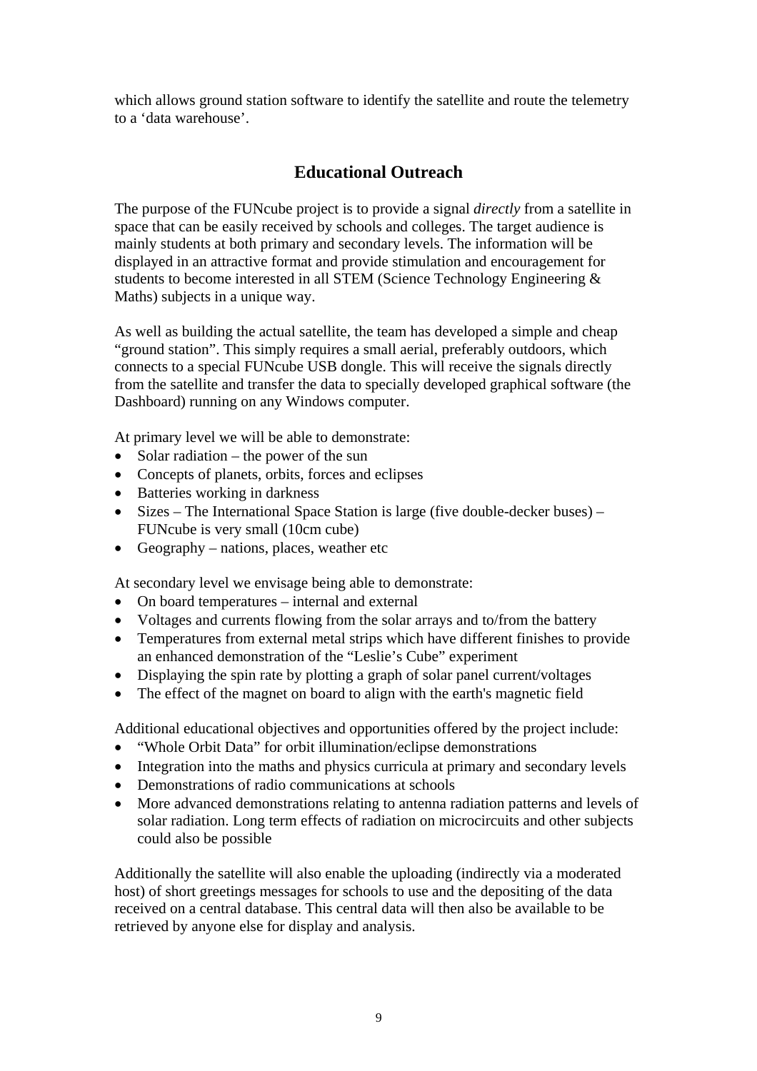which allows ground station software to identify the satellite and route the telemetry to a 'data warehouse'.

## Educational Outreach

The purpose of the FUNcube project is to provide a signal *directly* from a satellite in space that can be easily received by schools and colleges. The target audience is mainly students at both primary and secondary levels. The information will be displayed in an attractive format and provide stimulation and encouragement for students to become interested in all STEM (Science Technology Engineering & Maths) subjects in a unique way.

As well as building the actual satellite, the team has developed a simple and cheap "ground station". This simply requires a small aerial, preferably outdoors, which connects to a special FUNcube USB dongle. This will receive the signals directly from the satellite and transfer the data to specially developed graphical software (the Dashboard) running on any Windows computer.

At primary level we will be able to demonstrate:

- Solar radiation – the power of the sun
- Concepts of planets, orbits, forces and eclipses
- Batteries working in darkness
- Sizes – The International Space Station is large (five double-decker buses) – FUNcube is very small (10cm cube)
- Geography – nations, places, weather etc

At secondary level we envisage being able to demonstrate:

- On board temperatures – internal and external
- Voltages and currents flowing from the solar arrays and to/from the battery
- Temperatures from external metal strips which have different finishes to provide an enhanced demonstration of the "Leslie's Cube" experiment
- Displaying the spin rate by plotting a graph of solar panel current/voltages
- The effect of the magnet on board to align with the earth's magnetic field

Additional educational objectives and opportunities offered by the project include:

- "Whole Orbit Data" for orbit illumination/eclipse demonstrations
- Integration into the maths and physics curricula at primary and secondary levels
- Demonstrations of radio communications at schools
- More advanced demonstrations relating to antenna radiation patterns and levels of solar radiation. Long term effects of radiation on microcircuits and other subjects could also be possible

Additionally the satellite will also enable the uploading (indirectly via a moderated host) of short greetings messages for schools to use and the depositing of the data received on a central database. This central data will then also be available to be retrieved by anyone else for display and analysis.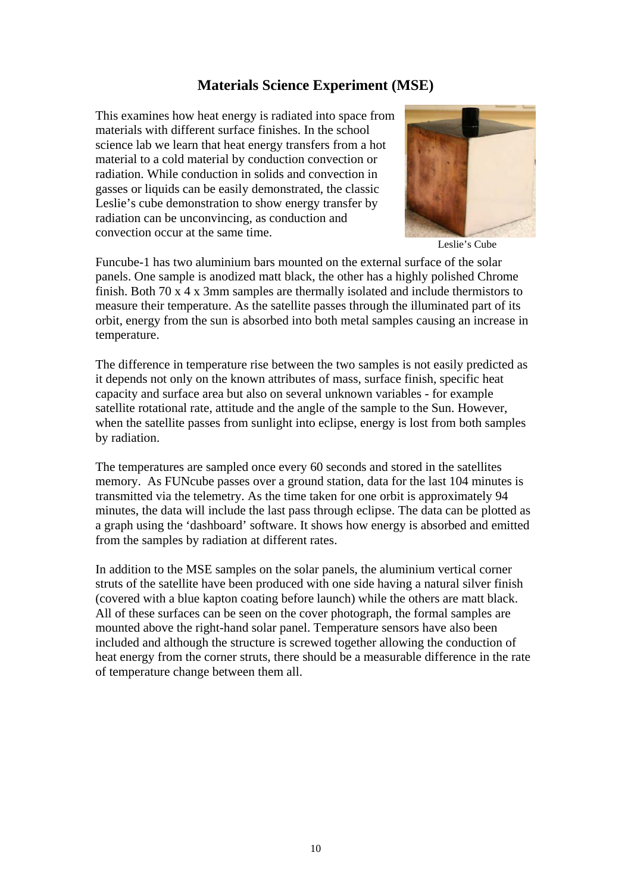## Materials Science Experiment (MSE)

This examines how heat energy is radiated into space from materials with different surface finishes. In the school science lab we learn that heat energy transfers from a hot material to a cold material by conduction convection or radiation. While conduction in solids and convection in gasses or liquids can be easily demonstrated, the classic Leslie's cube demonstration to show energy transfer by radiation can be unconvincing, as conduction and convection occur at the same time.

Leslie's Cube

Funcube-1 has two aluminium bars mounted on the external surface of the solar panels. One sample is anodized matt black, the other has a highly polished Chrome finish. Both 70 x 4 x 3mm samples are thermally isolated and include thermistors to measure their temperature. As the satellite passes through the illuminated part of its orbit, energy from the sun is absorbed into both metal samples causing an increase in temperature.

The difference in temperature rise between the two samples is not easily predicted as it depends not only on the known attributes of mass, surface finish, specific heat capacity and surface area but also on several unknown variables - for example satellite rotational rate, attitude and the angle of the sample to the Sun. However, when the satellite passes from sunlight into eclipse, energy is lost from both samples by radiation.

The temperatures are sampled once every 60 seconds and stored in the satellites memory. As FUNcube passes over a ground station, data for the last 104 minutes is transmitted via the telemetry. As the time taken for one orbit is approximately 94 minutes, the data will include the last pass through eclipse. The data can be plotted as a graph using the 'dashboard' software. It shows how energy is absorbed and emitted from the samples by radiation at different rates.

In addition to the MSE samples on the solar panels, the aluminium vertical corner struts of the satellite have been produced with one side having a natural silver finish (covered with a blue kapton coating before launch) while the others are matt black. All of these surfaces can be seen on the cover photograph, the formal samples are mounted above the right-hand solar panel. Temperature sensors have also been included and although the structure is screwed together allowing the conduction of heat energy from the corner struts, there should be a measurable difference in the rate of temperature change between them all.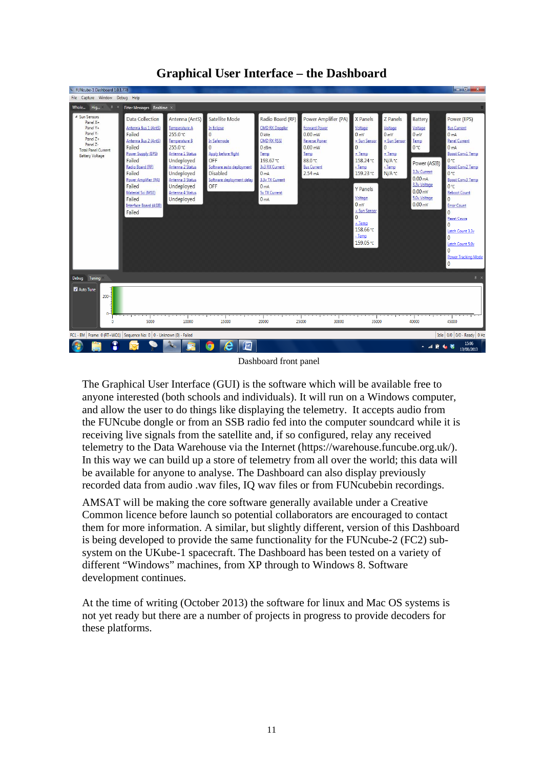# Graphical User Interface – the Dashboard

Dashboard front panel

The Graphical User Interface (GUI) is the software which will be available free to anyone interested (both schools and individuals). It will run on a Windows computer, and allow the user to do things like displaying the telemetry. It accepts audio from the FUNcube dongle or from an SSB radio fed into the computer soundcard while it is receiving live signals from the satellite and, if so configured, relay any received telemetry to the Data Warehouse via the Internet (https://warehouse.funcube.org.uk/). In this way we can build up a store of telemetry from all over the world; this data will be available for anyone to analyse. The Dashboard can also display previously recorded data from audio .wav files, IQ wav files or from FUNcubebin recordings.

AMSAT will be making the core software generally available under a Creative Common licence before launch so potential collaborators are encouraged to contact them for more information. A similar, but slightly different, version of this Dashboard is being developed to provide the same functionality for the FUNcube-2 (FC2) sub-system on the UKube-1 spacecraft. The Dashboard has been tested on a variety of different “Windows” machines, from XP through to Windows 8. Software development continues.

At the time of writing (October 2013) the software for linux and Mac OS systems is not yet ready but there are a number of projects in progress to provide decoders for these platforms.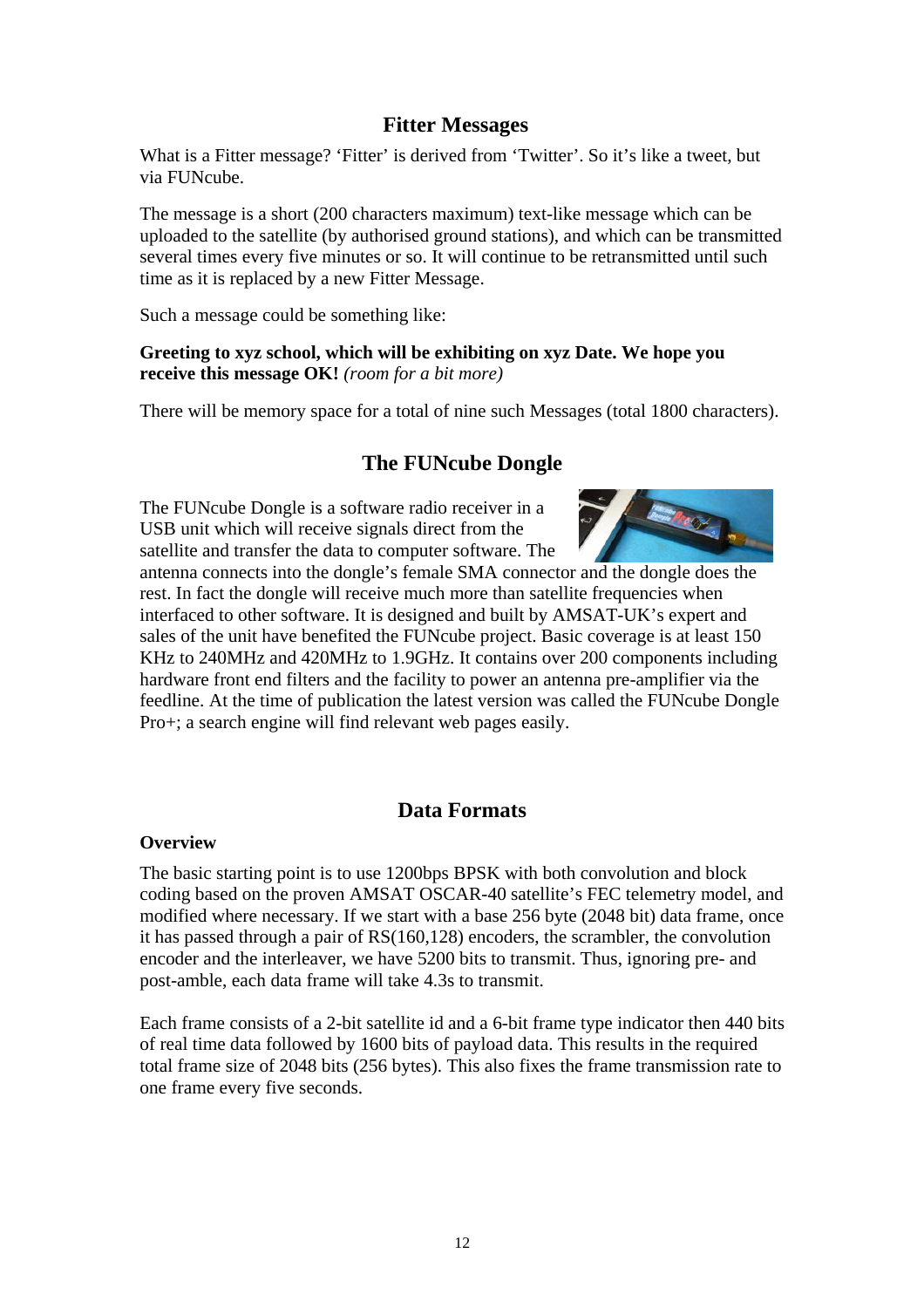## Fitter Messages

What is a Fitter message? 'Fitter' is derived from 'Twitter'. So it's like a tweet, but via FUNcube.

The message is a short (200 characters maximum) text-like message which can be uploaded to the satellite (by authorised ground stations), and which can be transmitted several times every five minutes or so. It will continue to be retransmitted until such time as it is replaced by a new Fitter Message.

Such a message could be something like:

**Greeting to xyz school, which will be exhibiting on xyz Date. We hope you receive this message OK!** *(room for a bit more)*

There will be memory space for a total of nine such Messages (total 1800 characters).

## The FUNcube Dongle

The FUNcube Dongle is a software radio receiver in a USB unit which will receive signals direct from the satellite and transfer the data to computer software. The antenna connects into the dongle's female SMA connector and the dongle does the rest. In fact the dongle will receive much more than satellite frequencies when interfaced to other software. It is designed and built by AMSAT-UK's expert and sales of the unit have benefited the FUNcube project. Basic coverage is at least 150 KHz to 240MHz and 420MHz to 1.9GHz. It contains over 200 components including hardware front end filters and the facility to power an antenna pre-amplifier via the feedline. At the time of publication the latest version was called the FUNcube Dongle Pro+; a search engine will find relevant web pages easily.

## Data Formats

### Overview

The basic starting point is to use 1200bps BPSK with both convolution and block coding based on the proven AMSAT OSCAR-40 satellite's FEC telemetry model, and modified where necessary. If we start with a base 256 byte (2048 bit) data frame, once it has passed through a pair of RS(160,128) encoders, the scrambler, the convolution encoder and the interleaver, we have 5200 bits to transmit. Thus, ignoring pre- and post-amble, each data frame will take 4.3s to transmit.

Each frame consists of a 2-bit satellite id and a 6-bit frame type indicator then 440 bits of real time data followed by 1600 bits of payload data. This results in the required total frame size of 2048 bits (256 bytes). This also fixes the frame transmission rate to one frame every five seconds.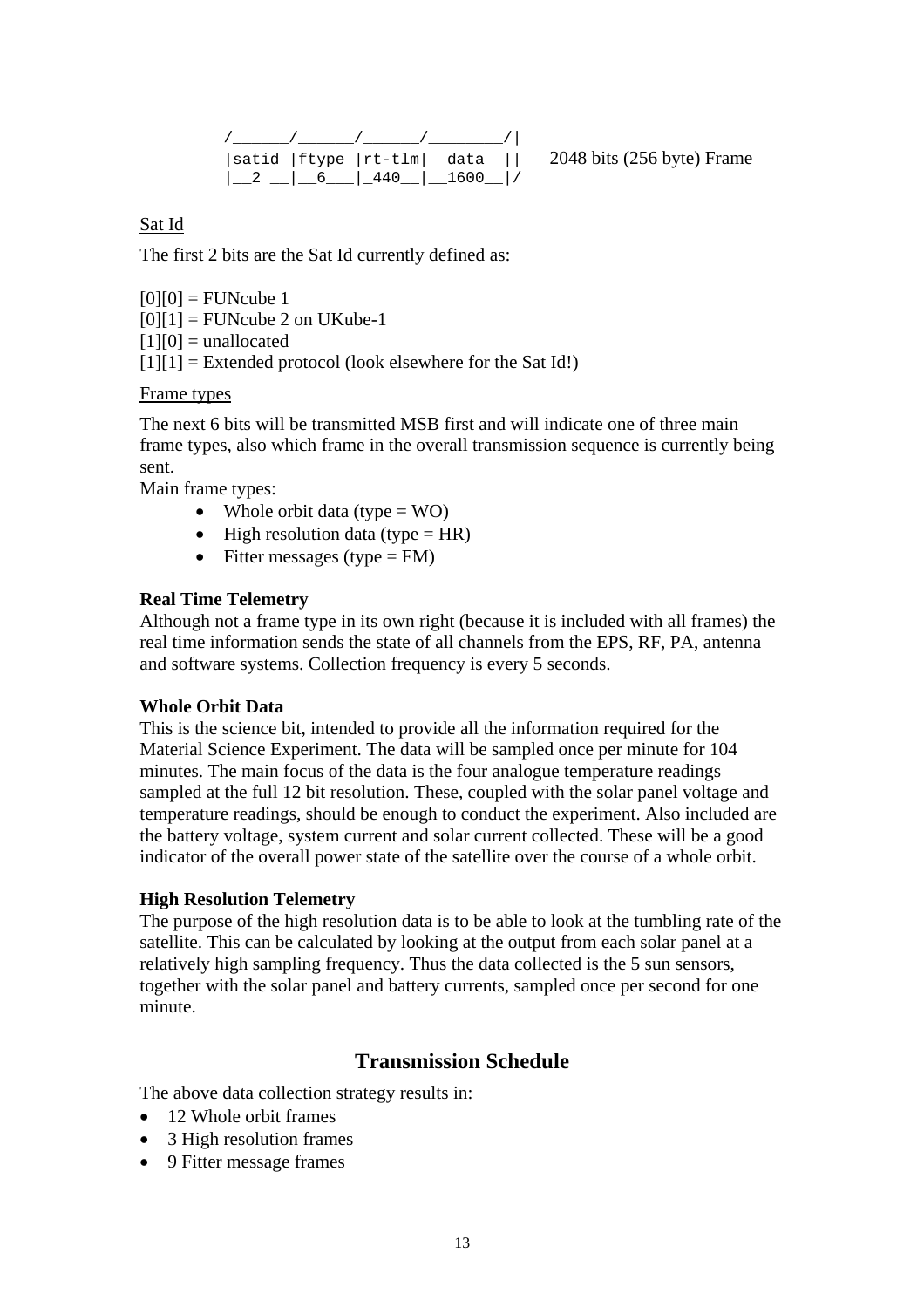```
 _______________________________
/______/______/______/________/|
|satid |ftype |rt-tlm|  data  ||
|__2 __|__6___|_440__|__1600__|/
```

2048 bits (256 byte) Frame

Sat Id

The first 2 bits are the Sat Id currently defined as:

[0][0] = FUNcube 1
[0][1] = FUNcube 2 on UKube-1
[1][0] = unallocated
[1][1] = Extended protocol (look elsewhere for the Sat Id!)

Frame types

The next 6 bits will be transmitted MSB first and will indicate one of three main frame types, also which frame in the overall transmission sequence is currently being sent.

Main frame types:

- Whole orbit data (type = WO)
- High resolution data (type = HR)
- Fitter messages (type = FM)

**Real Time Telemetry**

Although not a frame type in its own right (because it is included with all frames) the real time information sends the state of all channels from the EPS, RF, PA, antenna and software systems. Collection frequency is every 5 seconds.

**Whole Orbit Data**

This is the science bit, intended to provide all the information required for the Material Science Experiment. The data will be sampled once per minute for 104 minutes. The main focus of the data is the four analogue temperature readings sampled at the full 12 bit resolution. These, coupled with the solar panel voltage and temperature readings, should be enough to conduct the experiment. Also included are the battery voltage, system current and solar current collected. These will be a good indicator of the overall power state of the satellite over the course of a whole orbit.

**High Resolution Telemetry**

The purpose of the high resolution data is to be able to look at the tumbling rate of the satellite. This can be calculated by looking at the output from each solar panel at a relatively high sampling frequency. Thus the data collected is the 5 sun sensors, together with the solar panel and battery currents, sampled once per second for one minute.

## Transmission Schedule

The above data collection strategy results in:

- 12 Whole orbit frames
- 3 High resolution frames
- 9 Fitter message frames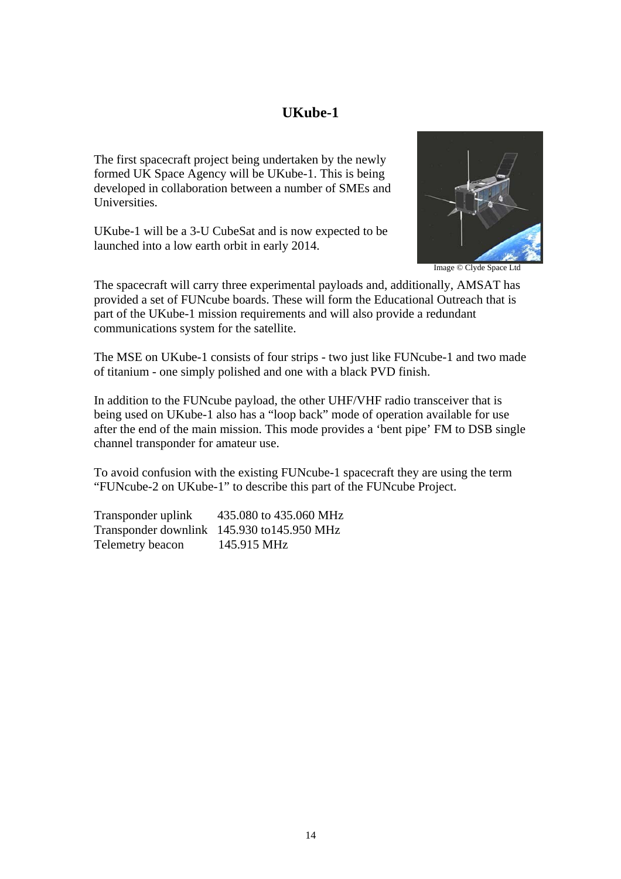# UKube-1

The first spacecraft project being undertaken by the newly formed UK Space Agency will be UKube-1. This is being developed in collaboration between a number of SMEs and Universities.

UKube-1 will be a 3-U CubeSat and is now expected to be launched into a low earth orbit in early 2014.

Image © Clyde Space Ltd

The spacecraft will carry three experimental payloads and, additionally, AMSAT has provided a set of FUNcube boards. These will form the Educational Outreach that is part of the UKube-1 mission requirements and will also provide a redundant communications system for the satellite.

The MSE on UKube-1 consists of four strips - two just like FUNcube-1 and two made of titanium - one simply polished and one with a black PVD finish.

In addition to the FUNcube payload, the other UHF/VHF radio transceiver that is being used on UKube-1 also has a "loop back" mode of operation available for use after the end of the main mission. This mode provides a 'bent pipe' FM to DSB single channel transponder for amateur use.

To avoid confusion with the existing FUNcube-1 spacecraft they are using the term "FUNcube-2 on UKube-1" to describe this part of the FUNcube Project.

| | |
|---|---|
| Transponder uplink | 435.080 to 435.060 MHz |
| Transponder downlink | 145.930 to145.950 MHz |
| Telemetry beacon | 145.915 MHz |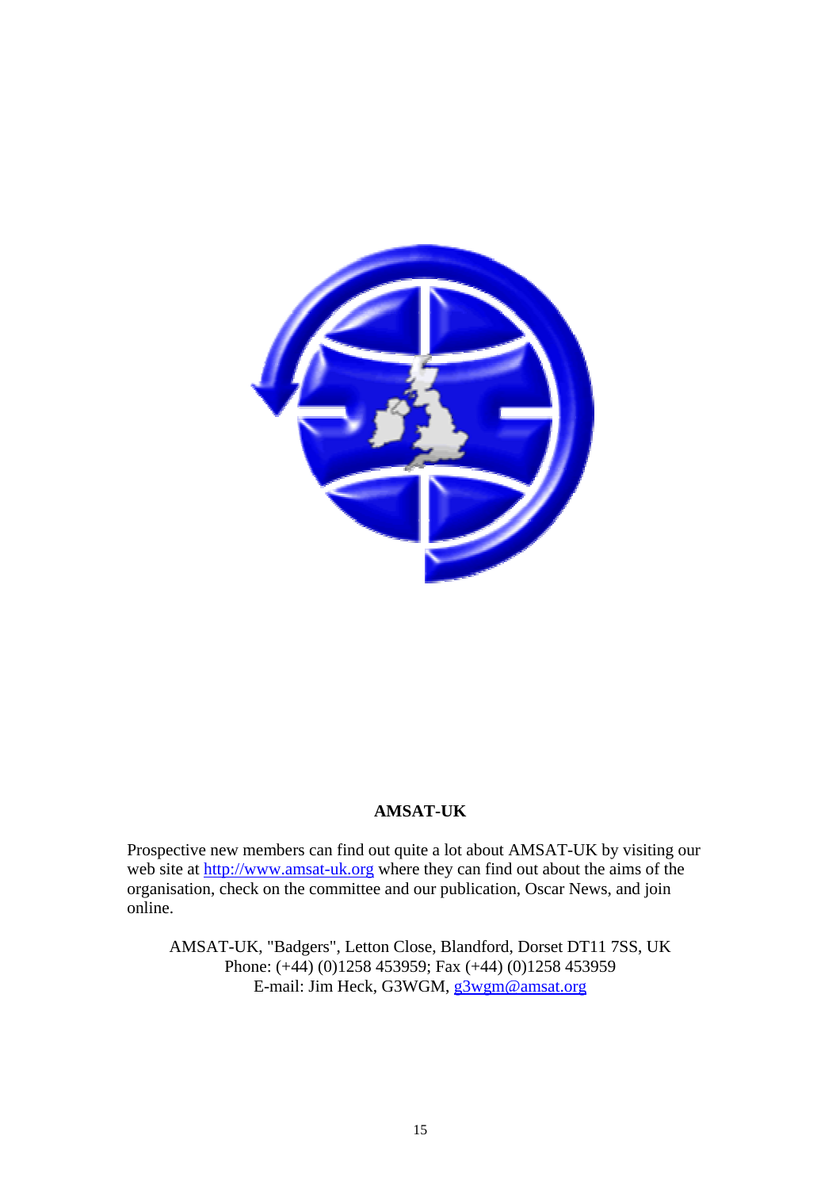**AMSAT-UK**

Prospective new members can find out quite a lot about AMSAT-UK by visiting our web site at [http://www.amsat-uk.org](http://www.amsat-uk.org) where they can find out about the aims of the organisation, check on the committee and our publication, Oscar News, and join online.

AMSAT-UK, "Badgers", Letton Close, Blandford, Dorset DT11 7SS, UK
Phone: (+44) (0)1258 453959; Fax (+44) (0)1258 453959
E-mail: Jim Heck, G3WGM, [g3wgm@amsat.org](mailto:g3wgm@amsat.org)